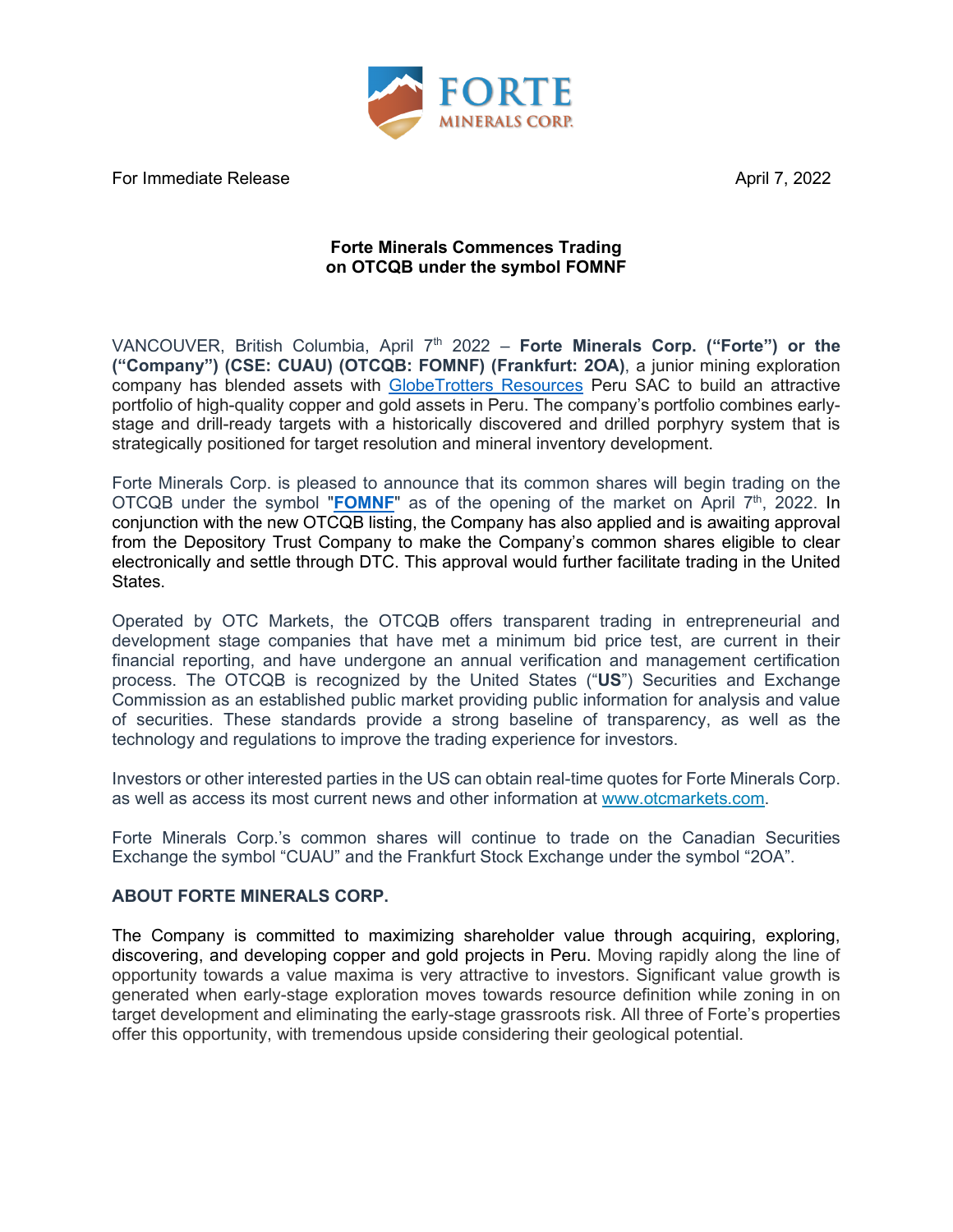FORTE MINERALS CORP.

For Immediate Release April 7, 2022

**Forte Minerals Commences Trading on OTCQB under the symbol FOMNF**

VANCOUVER, British Columbia, April 7th 2022 – **Forte Minerals Corp. ("Forte") or the ("Company") (CSE: CUAU) (OTCQB: FOMNF) (Frankfurt: 2OA)**, a junior mining exploration company has blended assets with GlobeTrotters Resources Peru SAC to build an attractive portfolio of high-quality copper and gold assets in Peru. The company's portfolio combines early-stage and drill-ready targets with a historically discovered and drilled porphyry system that is strategically positioned for target resolution and mineral inventory development.

Forte Minerals Corp. is pleased to announce that its common shares will begin trading on the OTCQB under the symbol "**FOMNF**" as of the opening of the market on April 7th, 2022. In conjunction with the new OTCQB listing, the Company has also applied and is awaiting approval from the Depository Trust Company to make the Company's common shares eligible to clear electronically and settle through DTC. This approval would further facilitate trading in the United States.

Operated by OTC Markets, the OTCQB offers transparent trading in entrepreneurial and development stage companies that have met a minimum bid price test, are current in their financial reporting, and have undergone an annual verification and management certification process. The OTCQB is recognized by the United States ("**US**") Securities and Exchange Commission as an established public market providing public information for analysis and value of securities. These standards provide a strong baseline of transparency, as well as the technology and regulations to improve the trading experience for investors.

Investors or other interested parties in the US can obtain real-time quotes for Forte Minerals Corp. as well as access its most current news and other information at www.otcmarkets.com.

Forte Minerals Corp.'s common shares will continue to trade on the Canadian Securities Exchange the symbol "CUAU" and the Frankfurt Stock Exchange under the symbol "2OA".

**ABOUT FORTE MINERALS CORP.**

The Company is committed to maximizing shareholder value through acquiring, exploring, discovering, and developing copper and gold projects in Peru. Moving rapidly along the line of opportunity towards a value maxima is very attractive to investors. Significant value growth is generated when early-stage exploration moves towards resource definition while zoning in on target development and eliminating the early-stage grassroots risk. All three of Forte's properties offer this opportunity, with tremendous upside considering their geological potential.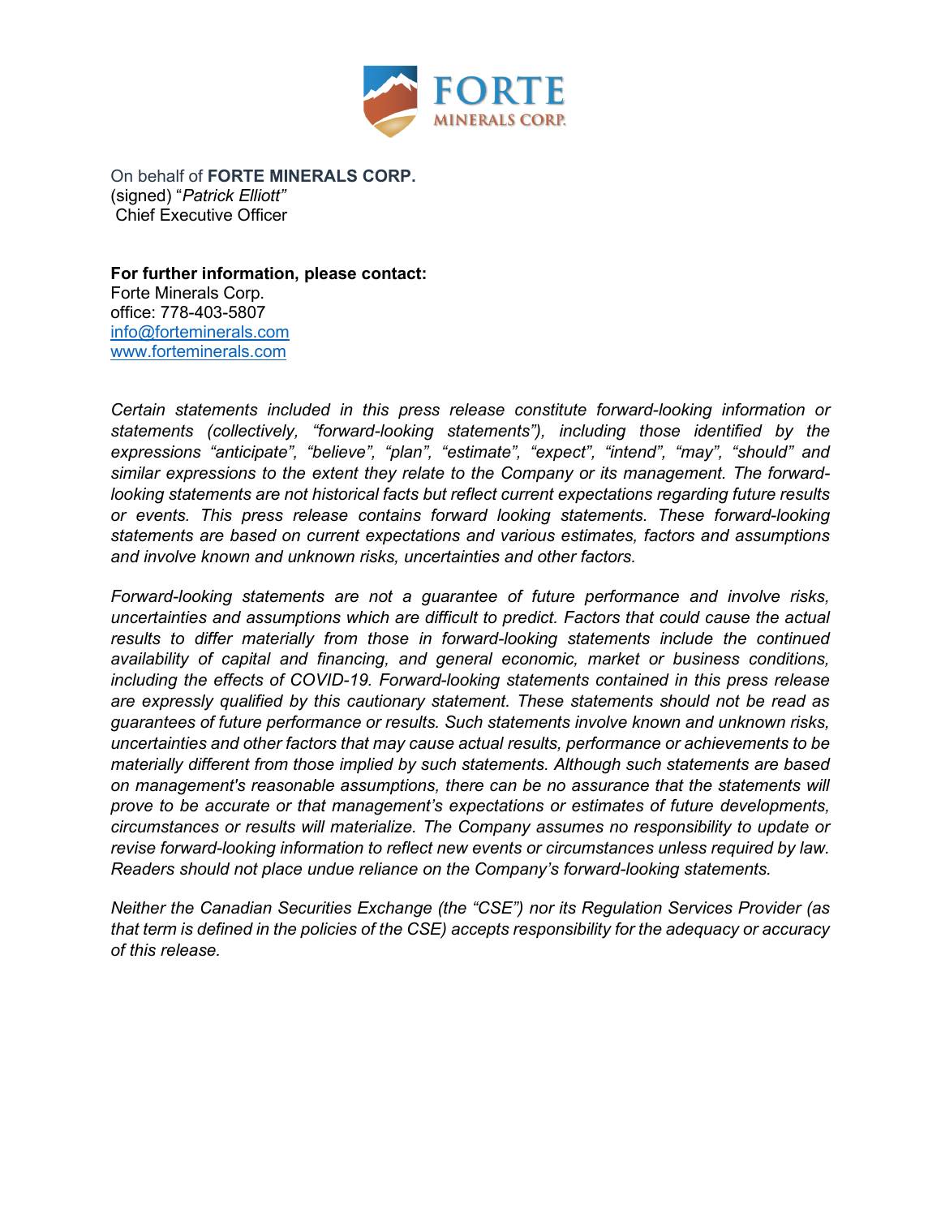On behalf of **FORTE MINERALS CORP.**
(signed) "*Patrick Elliott"*
Chief Executive Officer

**For further information, please contact:**
Forte Minerals Corp.
office: 778-403-5807
info@forteminerals.com
www.forteminerals.com

*Certain statements included in this press release constitute forward-looking information or statements (collectively, "forward-looking statements"), including those identified by the expressions "anticipate", "believe", "plan", "estimate", "expect", "intend", "may", "should" and similar expressions to the extent they relate to the Company or its management. The forward-looking statements are not historical facts but reflect current expectations regarding future results or events. This press release contains forward looking statements. These forward-looking statements are based on current expectations and various estimates, factors and assumptions and involve known and unknown risks, uncertainties and other factors.*

*Forward-looking statements are not a guarantee of future performance and involve risks, uncertainties and assumptions which are difficult to predict. Factors that could cause the actual results to differ materially from those in forward-looking statements include the continued availability of capital and financing, and general economic, market or business conditions, including the effects of COVID-19. Forward-looking statements contained in this press release are expressly qualified by this cautionary statement. These statements should not be read as guarantees of future performance or results. Such statements involve known and unknown risks, uncertainties and other factors that may cause actual results, performance or achievements to be materially different from those implied by such statements. Although such statements are based on management's reasonable assumptions, there can be no assurance that the statements will prove to be accurate or that management's expectations or estimates of future developments, circumstances or results will materialize. The Company assumes no responsibility to update or revise forward-looking information to reflect new events or circumstances unless required by law. Readers should not place undue reliance on the Company's forward-looking statements.*

*Neither the Canadian Securities Exchange (the "CSE") nor its Regulation Services Provider (as that term is defined in the policies of the CSE) accepts responsibility for the adequacy or accuracy of this release.*